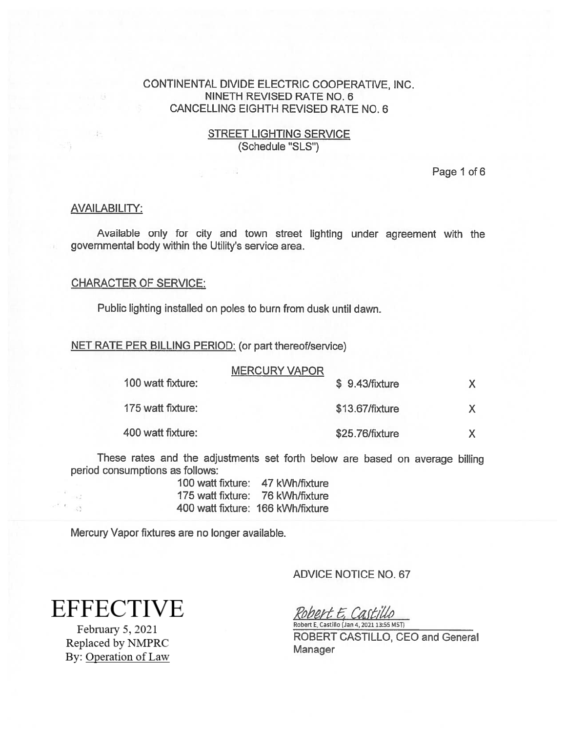CONTINENTAL DIVIDE ELECTRIC COOPERATIVE, INC.
NINETH REVISED RATE NO. 6
CANCELLING EIGHTH REVISED RATE NO. 6

## STREET LIGHTING SERVICE
(Schedule "SLS")

### AVAILABILITY:

Available only for city and town street lighting under agreement with the governmental body within the Utility's service area.

### CHARACTER OF SERVICE:

Public lighting installed on poles to burn from dusk until dawn.

### NET RATE PER BILLING PERIOD: (or part thereof/service)

| MERCURY VAPOR | | |
|---|---|---|
| 100 watt fixture: | $ 9.43/fixture | X |
| 175 watt fixture: | $13.67/fixture | X |
| 400 watt fixture: | $25.76/fixture | X |

These rates and the adjustments set forth below are based on average billing period consumptions as follows:

| | |
|---|---|
| 100 watt fixture: | 47 kWh/fixture |
| 175 watt fixture: | 76 kWh/fixture |
| 400 watt fixture: | 166 kWh/fixture |

Mercury Vapor fixtures are no longer available.

ADVICE NOTICE NO. 67

EFFECTIVE
February 5, 2021
Replaced by NMPRC
By: Operation of Law

Robert E. Castillo
Robert E. Castillo (Jan 4, 2021 13:55 MST)
ROBERT CASTILLO, CEO and General Manager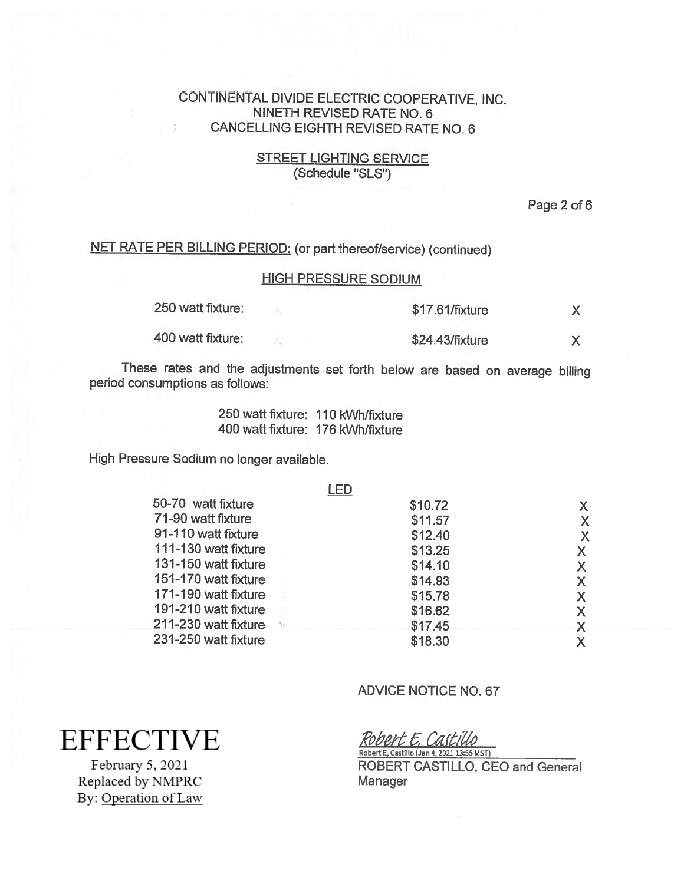CONTINENTAL DIVIDE ELECTRIC COOPERATIVE, INC.
NINETH REVISED RATE NO. 6
CANCELLING EIGHTH REVISED RATE NO. 6

## STREET LIGHTING SERVICE
(Schedule "SLS")

NET RATE PER BILLING PERIOD: (or part thereof/service) (continued)

### HIGH PRESSURE SODIUM

| | | |
|---|---|---|
| 250 watt fixture: | $17.61/fixture | X |
| 400 watt fixture: | $24.43/fixture | X |

These rates and the adjustments set forth below are based on average billing period consumptions as follows:

250 watt fixture: 110 kWh/fixture
400 watt fixture: 176 kWh/fixture

High Pressure Sodium no longer available.

### LED

| | | |
|---|---|---|
| 50-70 watt fixture | $10.72 | X |
| 71-90 watt fixture | $11.57 | X |
| 91-110 watt fixture | $12.40 | X |
| 111-130 watt fixture | $13.25 | X |
| 131-150 watt fixture | $14.10 | X |
| 151-170 watt fixture | $14.93 | X |
| 171-190 watt fixture | $15.78 | X |
| 191-210 watt fixture | $16.62 | X |
| 211-230 watt fixture | $17.45 | X |
| 231-250 watt fixture | $18.30 | X |

ADVICE NOTICE NO. 67

*Robert E. Castillo*
Robert E, Castillo (Jan 4, 2021 13:55 MST)

ROBERT CASTILLO, CEO and General Manager

EFFECTIVE
February 5, 2021
Replaced by NMPRC
By: Operation of Law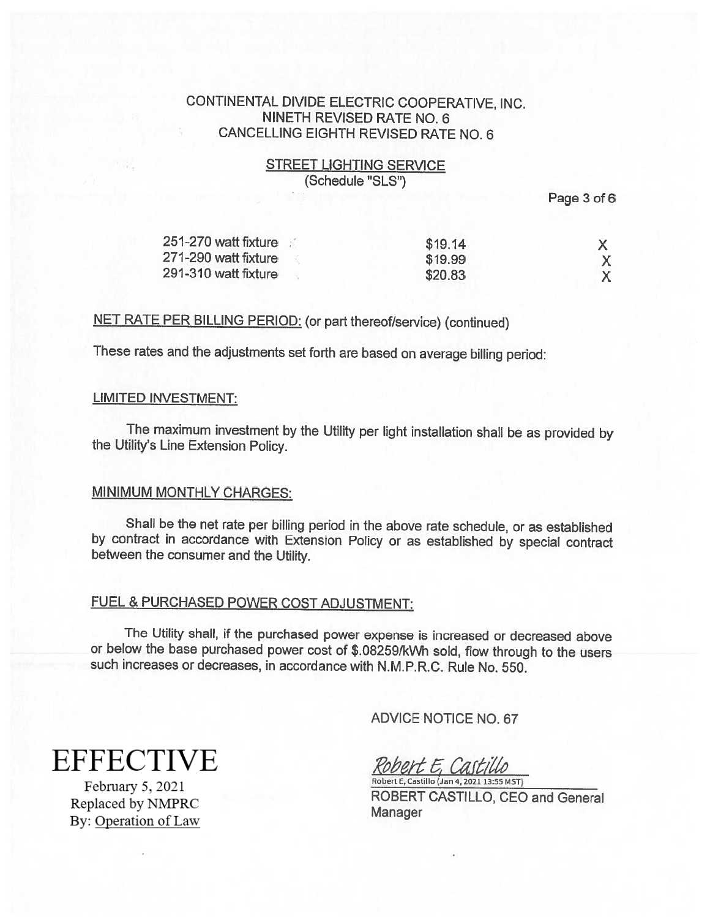CONTINENTAL DIVIDE ELECTRIC COOPERATIVE, INC.
NINETH REVISED RATE NO. 6
CANCELLING EIGHTH REVISED RATE NO. 6

STREET LIGHTING SERVICE
(Schedule "SLS")

| | | |
|---|---|---|
| 251-270 watt fixture | $19.14 | X |
| 271-290 watt fixture | $19.99 | X |
| 291-310 watt fixture | $20.83 | X |

NET RATE PER BILLING PERIOD: (or part thereof/service) (continued)

These rates and the adjustments set forth are based on average billing period:

LIMITED INVESTMENT:

The maximum investment by the Utility per light installation shall be as provided by the Utility's Line Extension Policy.

MINIMUM MONTHLY CHARGES:

Shall be the net rate per billing period in the above rate schedule, or as established by contract in accordance with Extension Policy or as established by special contract between the consumer and the Utility.

FUEL & PURCHASED POWER COST ADJUSTMENT:

The Utility shall, if the purchased power expense is increased or decreased above or below the base purchased power cost of $.08259/kWh sold, flow through to the users such increases or decreases, in accordance with N.M.P.R.C. Rule No. 550.

ADVICE NOTICE NO. 67

EFFECTIVE
February 5, 2021
Replaced by NMPRC
By: Operation of Law

Robert E. Castillo
Robert E. Castillo (Jan 4, 2021 13:55 MST)
ROBERT CASTILLO, CEO and General Manager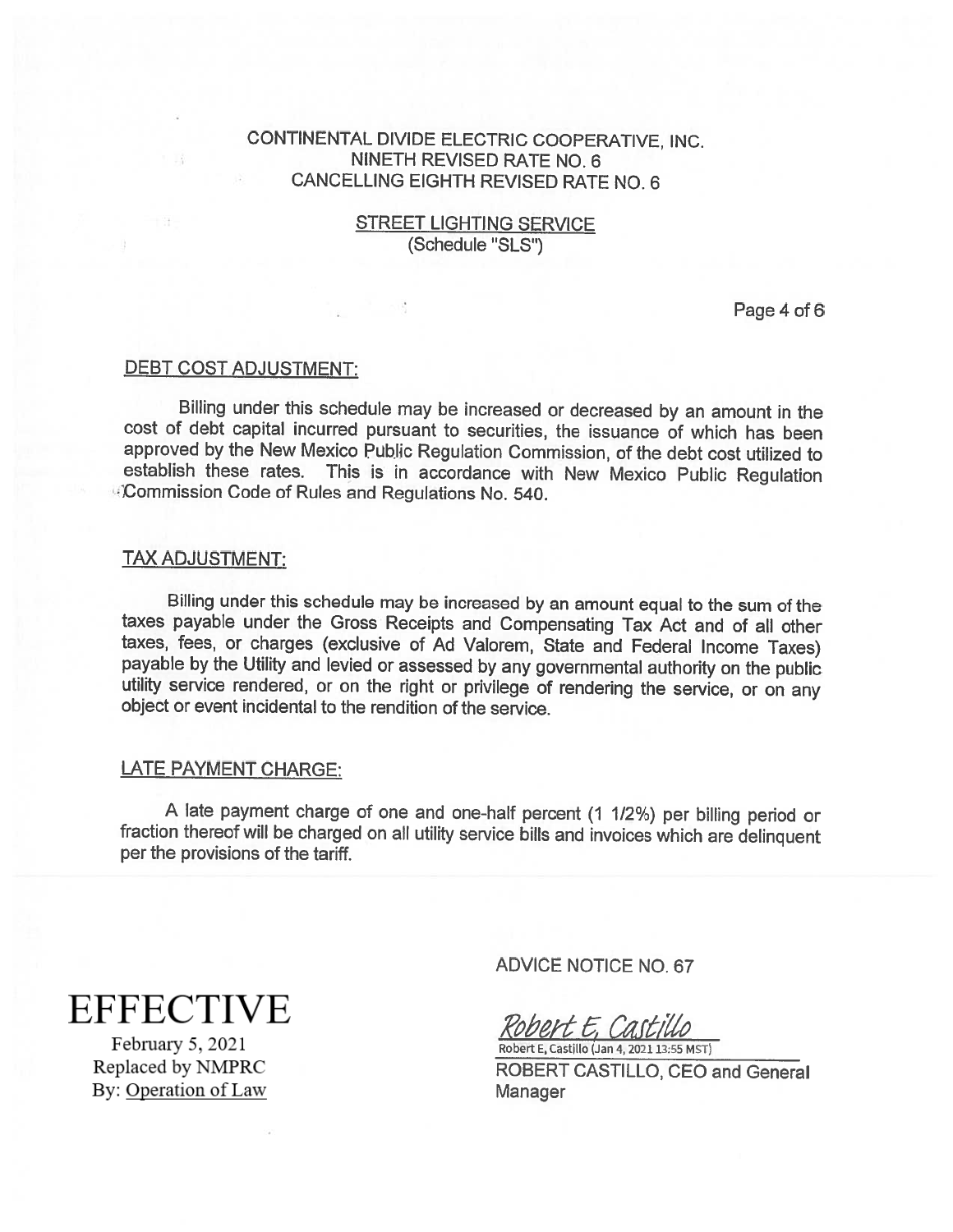CONTINENTAL DIVIDE ELECTRIC COOPERATIVE, INC.
NINETH REVISED RATE NO. 6
CANCELLING EIGHTH REVISED RATE NO. 6

STREET LIGHTING SERVICE
(Schedule "SLS")

## DEBT COST ADJUSTMENT:

Billing under this schedule may be increased or decreased by an amount in the cost of debt capital incurred pursuant to securities, the issuance of which has been approved by the New Mexico Public Regulation Commission, of the debt cost utilized to establish these rates. This is in accordance with New Mexico Public Regulation Commission Code of Rules and Regulations No. 540.

## TAX ADJUSTMENT:

Billing under this schedule may be increased by an amount equal to the sum of the taxes payable under the Gross Receipts and Compensating Tax Act and of all other taxes, fees, or charges (exclusive of Ad Valorem, State and Federal Income Taxes) payable by the Utility and levied or assessed by any governmental authority on the public utility service rendered, or on the right or privilege of rendering the service, or on any object or event incidental to the rendition of the service.

## LATE PAYMENT CHARGE:

A late payment charge of one and one-half percent (1 1/2%) per billing period or fraction thereof will be charged on all utility service bills and invoices which are delinquent per the provisions of the tariff.

ADVICE NOTICE NO. 67

Robert E. Castillo
Robert E. Castillo (Jan 4, 2021 13:55 MST)
ROBERT CASTILLO, CEO and General Manager

EFFECTIVE
February 5, 2021
Replaced by NMPRC
By: Operation of Law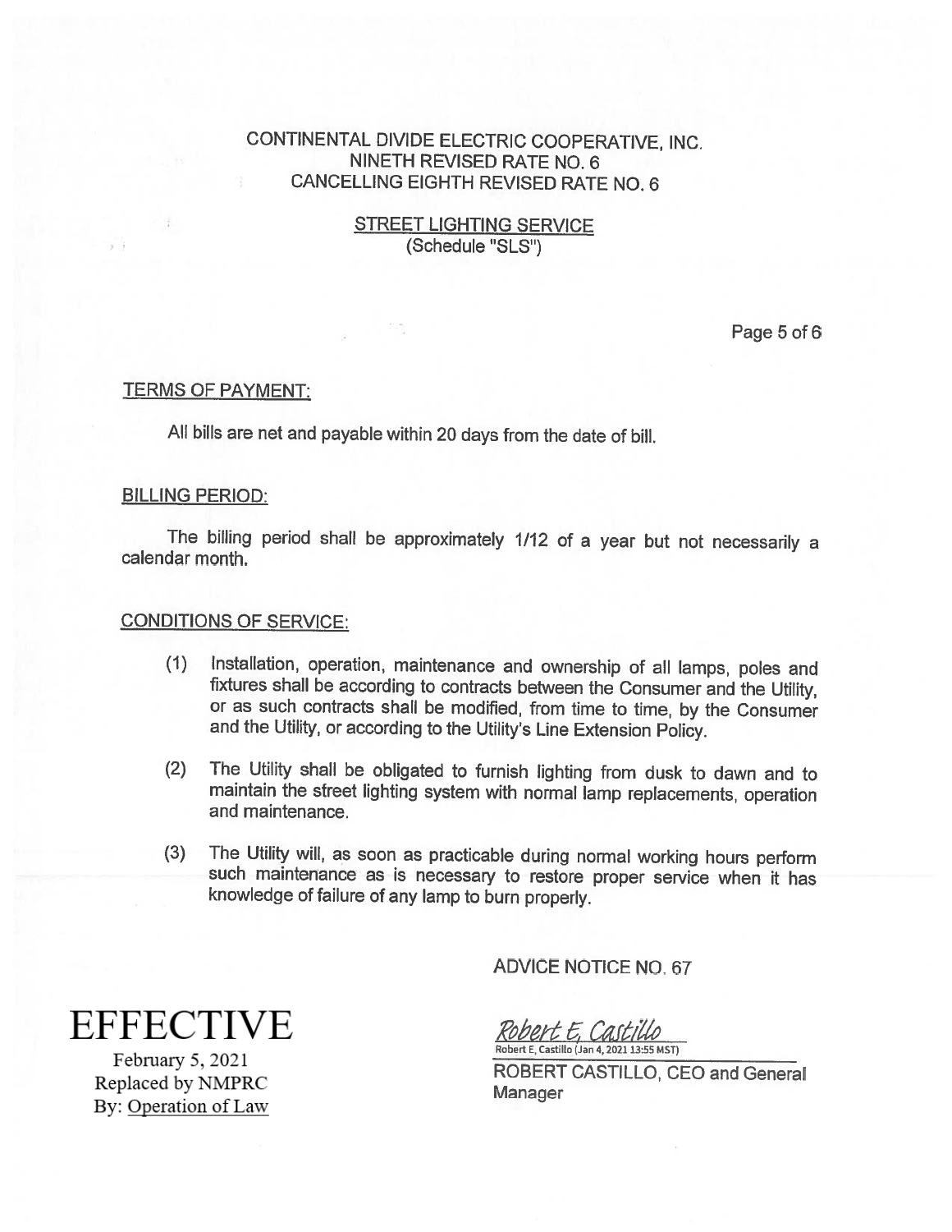CONTINENTAL DIVIDE ELECTRIC COOPERATIVE, INC.
NINETH REVISED RATE NO. 6
CANCELLING EIGHTH REVISED RATE NO. 6

## STREET LIGHTING SERVICE
(Schedule "SLS")

### TERMS OF PAYMENT:

All bills are net and payable within 20 days from the date of bill.

### BILLING PERIOD:

The billing period shall be approximately 1/12 of a year but not necessarily a calendar month.

### CONDITIONS OF SERVICE:

(1) Installation, operation, maintenance and ownership of all lamps, poles and fixtures shall be according to contracts between the Consumer and the Utility, or as such contracts shall be modified, from time to time, by the Consumer and the Utility, or according to the Utility's Line Extension Policy.

(2) The Utility shall be obligated to furnish lighting from dusk to dawn and to maintain the street lighting system with normal lamp replacements, operation and maintenance.

(3) The Utility will, as soon as practicable during normal working hours perform such maintenance as is necessary to restore proper service when it has knowledge of failure of any lamp to burn properly.

ADVICE NOTICE NO. 67

*Robert E, Castillo*
Robert E, Castillo (Jan 4, 2021 13:55 MST)

ROBERT CASTILLO, CEO and General Manager

**EFFECTIVE**
February 5, 2021
Replaced by NMPRC
By: Operation of Law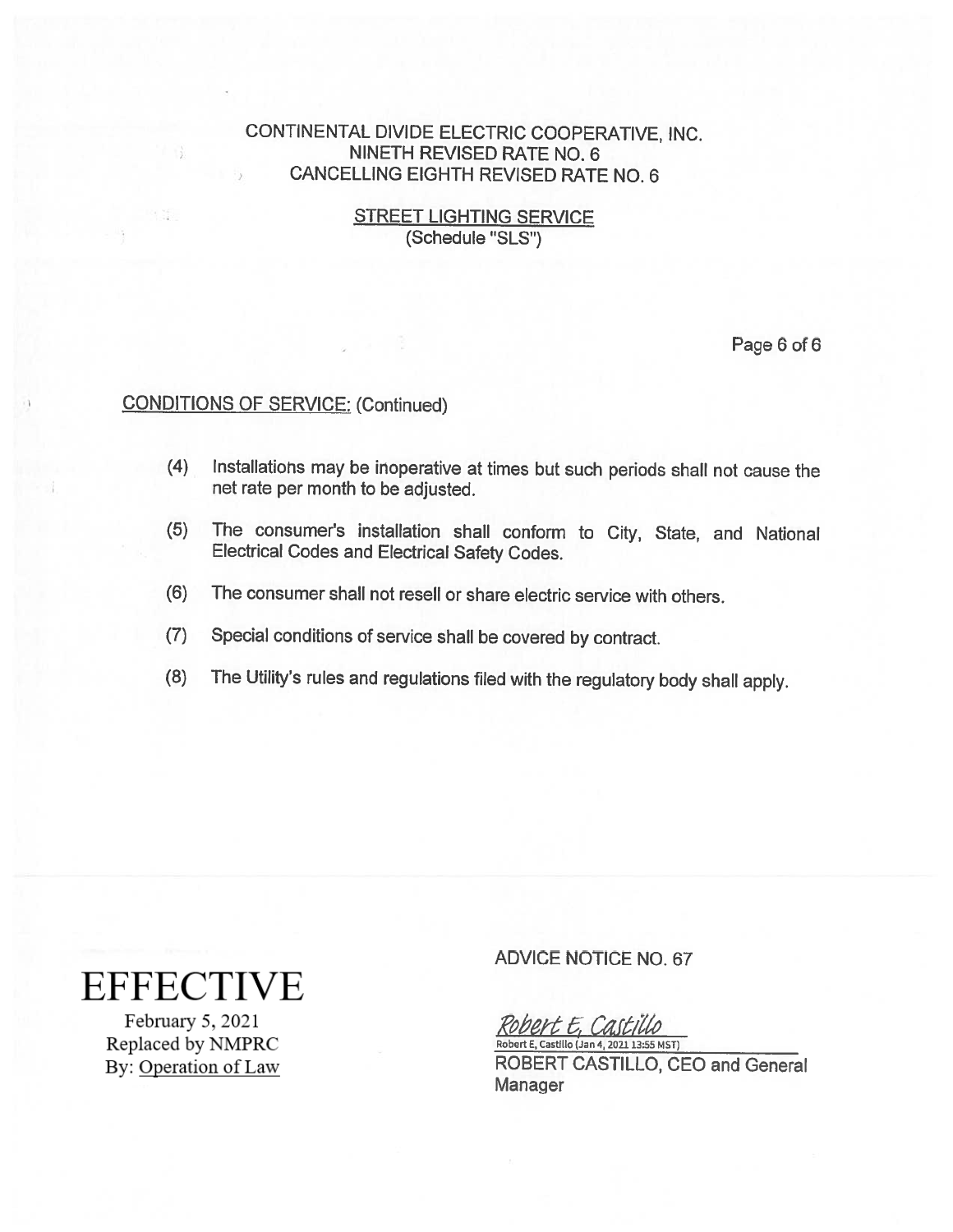CONTINENTAL DIVIDE ELECTRIC COOPERATIVE, INC.
NINETH REVISED RATE NO. 6
CANCELLING EIGHTH REVISED RATE NO. 6

STREET LIGHTING SERVICE
(Schedule "SLS")

CONDITIONS OF SERVICE: (Continued)

(4) Installations may be inoperative at times but such periods shall not cause the net rate per month to be adjusted.

(5) The consumer's installation shall conform to City, State, and National Electrical Codes and Electrical Safety Codes.

(6) The consumer shall not resell or share electric service with others.

(7) Special conditions of service shall be covered by contract.

(8) The Utility's rules and regulations filed with the regulatory body shall apply.

EFFECTIVE
February 5, 2021
Replaced by NMPRC
By: Operation of Law

ADVICE NOTICE NO. 67

Robert E, Castillo
Robert E, Castillo (Jan 4, 2021 13:55 MST)

ROBERT CASTILLO, CEO and General Manager